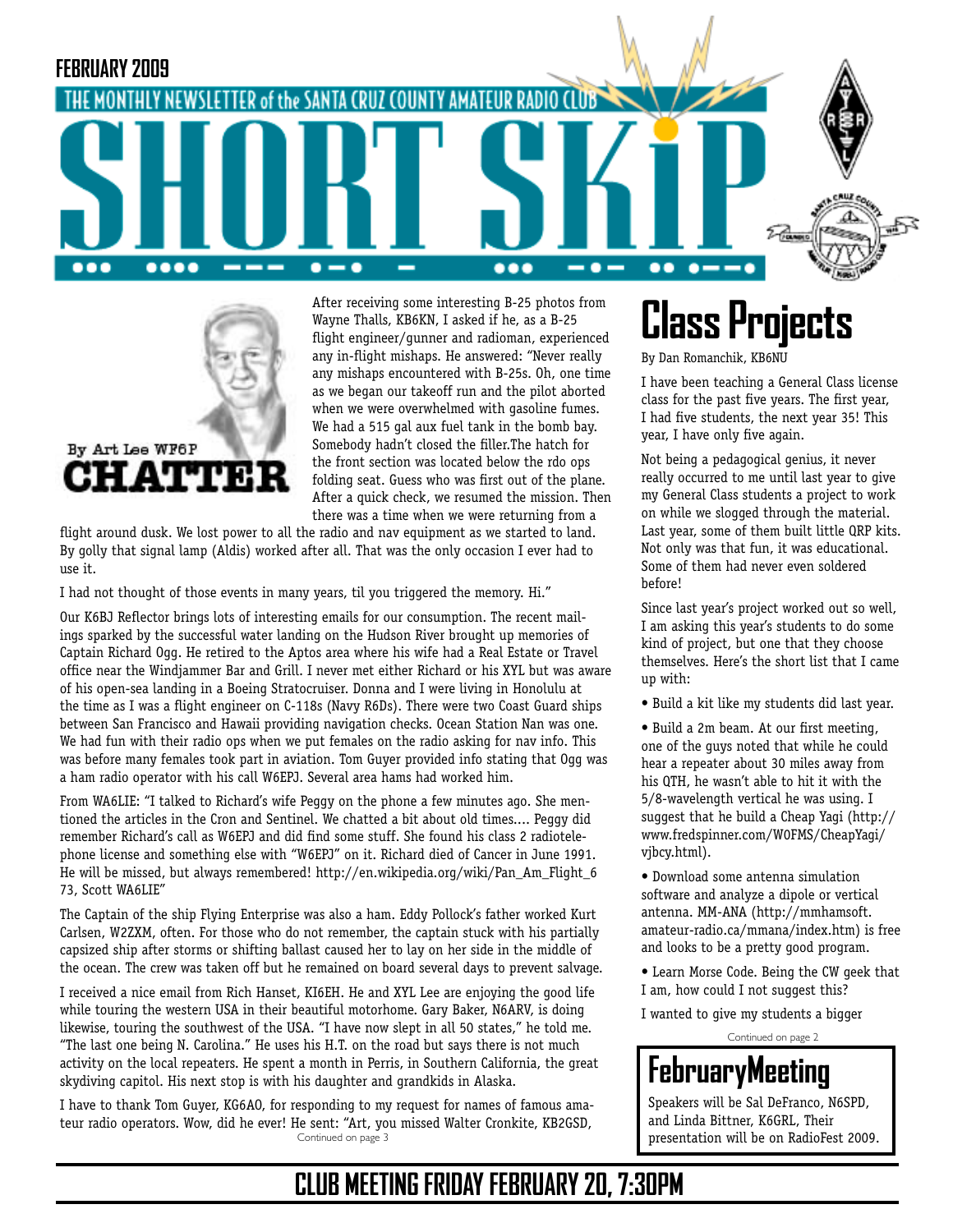FEBRUARY 2009

THE MONTHLY NEWSLETTER of the SANTA CRUZ COUNTY AMATEUR RADIO CLUB

# SHORT SKiP

## CHATTER

By Art Lee WF6P

After receiving some interesting B-25 photos from Wayne Thalls, KB6KN, I asked if he, as a B-25 flight engineer/gunner and radioman, experienced any in-flight mishaps. He answered: "Never really any mishaps encountered with B-25s. Oh, one time as we began our takeoff run and the pilot aborted when we were overwhelmed with gasoline fumes. We had a 515 gal aux fuel tank in the bomb bay. Somebody hadn't closed the filler.The hatch for the front section was located below the rdo ops folding seat. Guess who was first out of the plane. After a quick check, we resumed the mission. Then there was a time when we were returning from a flight around dusk. We lost power to all the radio and nav equipment as we started to land. By golly that signal lamp (Aldis) worked after all. That was the only occasion I ever had to use it.

I had not thought of those events in many years, til you triggered the memory. Hi."

Our K6BJ Reflector brings lots of interesting emails for our consumption. The recent mailings sparked by the successful water landing on the Hudson River brought up memories of Captain Richard Ogg. He retired to the Aptos area where his wife had a Real Estate or Travel office near the Windjammer Bar and Grill. I never met either Richard or his XYL but was aware of his open-sea landing in a Boeing Stratocruiser. Donna and I were living in Honolulu at the time as I was a flight engineer on C-118s (Navy R6Ds). There were two Coast Guard ships between San Francisco and Hawaii providing navigation checks. Ocean Station Nan was one. We had fun with their radio ops when we put females on the radio asking for nav info. This was before many females took part in aviation. Tom Guyer provided info stating that Ogg was a ham radio operator with his call W6EPJ. Several area hams had worked him.

From WA6LIE: "I talked to Richard's wife Peggy on the phone a few minutes ago. She mentioned the articles in the Cron and Sentinel. We chatted a bit about old times.... Peggy did remember Richard's call as W6EPJ and did find some stuff. She found his class 2 radiotelephone license and something else with "W6EPJ" on it. Richard died of Cancer in June 1991. He will be missed, but always remembered! http://en.wikipedia.org/wiki/Pan_Am_Flight_673, Scott WA6LIE"

The Captain of the ship Flying Enterprise was also a ham. Eddy Pollock's father worked Kurt Carlsen, W2ZXM, often. For those who do not remember, the captain stuck with his partially capsized ship after storms or shifting ballast caused her to lay on her side in the middle of the ocean. The crew was taken off but he remained on board several days to prevent salvage.

I received a nice email from Rich Hanset, KI6EH. He and XYL Lee are enjoying the good life while touring the western USA in their beautiful motorhome. Gary Baker, N6ARV, is doing likewise, touring the southwest of the USA. "I have now slept in all 50 states," he told me. "The last one being N. Carolina." He uses his H.T. on the road but says there is not much activity on the local repeaters. He spent a month in Perris, in Southern California, the great skydiving capitol. His next stop is with his daughter and grandkids in Alaska.

I have to thank Tom Guyer, KG6AO, for responding to my request for names of famous amateur radio operators. Wow, did he ever! He sent: "Art, you missed Walter Cronkite, KB2GSD,

Continued on page 3

# Class Projects

By Dan Romanchik, KB6NU

I have been teaching a General Class license class for the past five years. The first year, I had five students, the next year 35! This year, I have only five again.

Not being a pedagogical genius, it never really occurred to me until last year to give my General Class students a project to work on while we slogged through the material. Last year, some of them built little QRP kits. Not only was that fun, it was educational. Some of them had never even soldered before!

Since last year's project worked out so well, I am asking this year's students to do some kind of project, but one that they choose themselves. Here's the short list that I came up with:

- Build a kit like my students did last year.
- Build a 2m beam. At our first meeting, one of the guys noted that while he could hear a repeater about 30 miles away from his QTH, he wasn't able to hit it with the 5/8-wavelength vertical he was using. I suggest that he build a Cheap Yagi (http://www.fredspinner.com/W0FMS/CheapYagi/vjbcy.html).
- Download some antenna simulation software and analyze a dipole or vertical antenna. MM-ANA (http://mmhamsoft.amateur-radio.ca/mmana/index.htm) is free and looks to be a pretty good program.
- Learn Morse Code. Being the CW geek that I am, how could I not suggest this?

I wanted to give my students a bigger

Continued on page 2

## February Meeting

Speakers will be Sal DeFranco, N6SPD, and Linda Bittner, K6GRL, Their presentation will be on RadioFest 2009.

## CLUB MEETING FRIDAY FEBRUARY 20, 7:30PM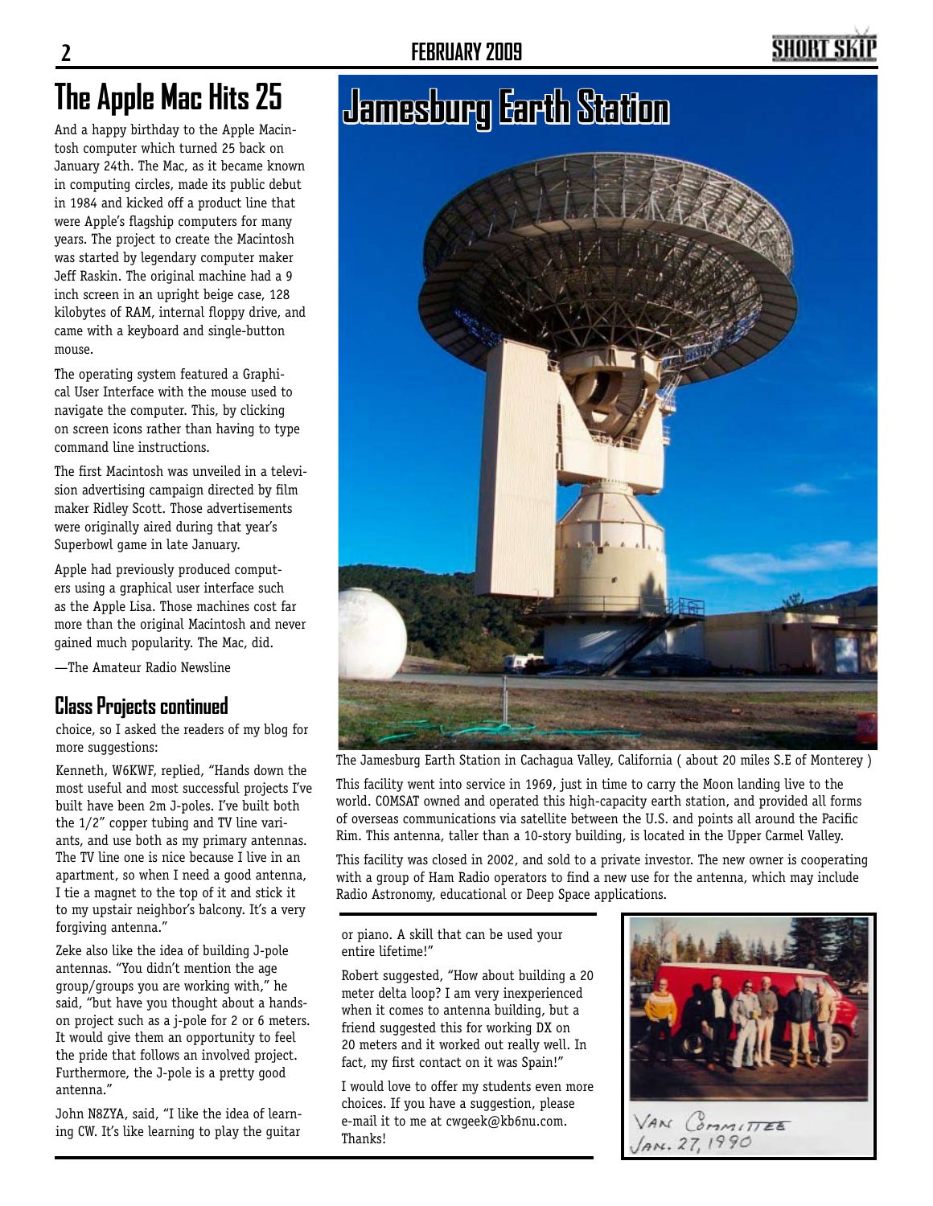# The Apple Mac Hits 25

And a happy birthday to the Apple Macintosh computer which turned 25 back on January 24th. The Mac, as it became known in computing circles, made its public debut in 1984 and kicked off a product line that were Apple's flagship computers for many years. The project to create the Macintosh was started by legendary computer maker Jeff Raskin. The original machine had a 9 inch screen in an upright beige case, 128 kilobytes of RAM, internal floppy drive, and came with a keyboard and single-button mouse.

The operating system featured a Graphical User Interface with the mouse used to navigate the computer. This, by clicking on screen icons rather than having to type command line instructions.

The first Macintosh was unveiled in a television advertising campaign directed by film maker Ridley Scott. Those advertisements were originally aired during that year's Superbowl game in late January.

Apple had previously produced computers using a graphical user interface such as the Apple Lisa. Those machines cost far more than the original Macintosh and never gained much popularity. The Mac, did.

—The Amateur Radio Newsline

## Class Projects continued

choice, so I asked the readers of my blog for more suggestions:

Kenneth, W6KWF, replied, "Hands down the most useful and most successful projects I've built have been 2m J-poles. I've built both the 1/2" copper tubing and TV line variants, and use both as my primary antennas. The TV line one is nice because I live in an apartment, so when I need a good antenna, I tie a magnet to the top of it and stick it to my upstair neighbor's balcony. It's a very forgiving antenna."

Zeke also like the idea of building J-pole antennas. "You didn't mention the age group/groups you are working with," he said, "but have you thought about a hands-on project such as a j-pole for 2 or 6 meters. It would give them an opportunity to feel the pride that follows an involved project. Furthermore, the J-pole is a pretty good antenna."

John N8ZYA, said, "I like the idea of learning CW. It's like learning to play the guitar or piano. A skill that can be used your entire lifetime!"

Robert suggested, "How about building a 20 meter delta loop? I am very inexperienced when it comes to antenna building, but a friend suggested this for working DX on 20 meters and it worked out really well. In fact, my first contact on it was Spain!"

I would love to offer my students even more choices. If you have a suggestion, please e-mail it to me at cwgeek@kb6nu.com. Thanks!

# Jamesburg Earth Station

The Jamesburg Earth Station in Cachagua Valley, California ( about 20 miles S.E of Monterey )

This facility went into service in 1969, just in time to carry the Moon landing live to the world. COMSAT owned and operated this high-capacity earth station, and provided all forms of overseas communications via satellite between the U.S. and points all around the Pacific Rim. This antenna, taller than a 10-story building, is located in the Upper Carmel Valley.

This facility was closed in 2002, and sold to a private investor. The new owner is cooperating with a group of Ham Radio operators to find a new use for the antenna, which may include Radio Astronomy, educational or Deep Space applications.

VAN COMMITTEE
JAN. 27, 1990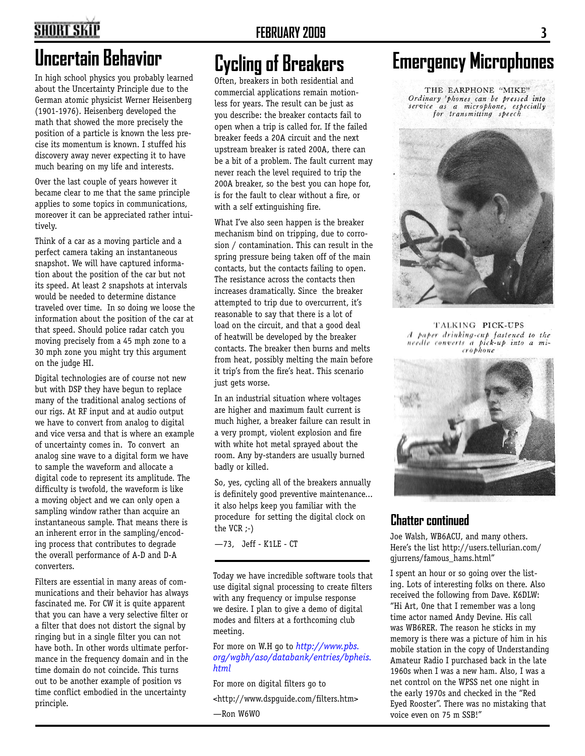# Uncertain Behavior

In high school physics you probably learned about the Uncertainty Principle due to the German atomic physicist Werner Heisenberg (1901-1976). Heisenberg developed the math that showed the more precisely the position of a particle is known the less precise its momentum is known. I stuffed his discovery away never expecting it to have much bearing on my life and interests.

Over the last couple of years however it became clear to me that the same principle applies to some topics in communications, moreover it can be appreciated rather intuitively.

Think of a car as a moving particle and a perfect camera taking an instantaneous snapshot. We will have captured information about the position of the car but not its speed. At least 2 snapshots at intervals would be needed to determine distance traveled over time. In so doing we loose the information about the position of the car at that speed. Should police radar catch you moving precisely from a 45 mph zone to a 30 mph zone you might try this argument on the judge HI.

Digital technologies are of course not new but with DSP they have begun to replace many of the traditional analog sections of our rigs. At RF input and at audio output we have to convert from analog to digital and vice versa and that is where an example of uncertainty comes in. To convert an analog sine wave to a digital form we have to sample the waveform and allocate a digital code to represent its amplitude. The difficulty is twofold, the waveform is like a moving object and we can only open a sampling window rather than acquire an instantaneous sample. That means there is an inherent error in the sampling/encoding process that contributes to degrade the overall performance of A-D and D-A converters.

Filters are essential in many areas of communications and their behavior has always fascinated me. For CW it is quite apparent that you can have a very selective filter or a filter that does not distort the signal by ringing but in a single filter you can not have both. In other words ultimate performance in the frequency domain and in the time domain do not coincide. This turns out to be another example of position vs time conflict embodied in the uncertainty principle.

Today we have incredible software tools that use digital signal processing to create filters with any frequency or impulse response we desire. I plan to give a demo of digital modes and filters at a forthcoming club meeting.

For more on W.H go to *http://www.pbs.org/wgbh/aso/databank/entries/bpheis.html*

For more on digital filters go to

<http://www.dspguide.com/filters.htm>

—Ron W6WO

# Cycling of Breakers

Often, breakers in both residential and commercial applications remain motionless for years. The result can be just as you describe: the breaker contacts fail to open when a trip is called for. If the failed breaker feeds a 20A circuit and the next upstream breaker is rated 200A, there can be a bit of a problem. The fault current may never reach the level required to trip the 200A breaker, so the best you can hope for, is for the fault to clear without a fire, or with a self extinguishing fire.

What I've also seen happen is the breaker mechanism bind on tripping, due to corrosion / contamination. This can result in the spring pressure being taken off of the main contacts, but the contacts failing to open. The resistance across the contacts then increases dramatically. Since the breaker attempted to trip due to overcurrent, it's reasonable to say that there is a lot of load on the circuit, and that a good deal of heatwill be developed by the breaker contacts. The breaker then burns and melts from heat, possibly melting the main before it trip's from the fire's heat. This scenario just gets worse.

In an industrial situation where voltages are higher and maximum fault current is much higher, a breaker failure can result in a very prompt, violent explosion and fire with white hot metal sprayed about the room. Any by-standers are usually burned badly or killed.

So, yes, cycling all of the breakers annually is definitely good preventive maintenance... it also helps keep you familiar with the procedure for setting the digital clock on the VCR ;-)

—73, Jeff - K1LE - CT

# Emergency Microphones

THE EARPHONE "MIKE"
*Ordinary 'phones can be pressed into service as a microphone, especially for transmitting speech*

TALKING PICK-UPS
*A paper drinking-cup fastened to the needle converts a pick-up into a microphone*

## Chatter continued

Joe Walsh, WB6ACU, and many others. Here's the list http://users.tellurian.com/gjurrens/famous_hams.html"

I spent an hour or so going over the listing. Lots of interesting folks on there. Also received the following from Dave. K6DLW: "Hi Art, One that I remember was a long time actor named Andy Devine. His call was WB6RER. The reason he sticks in my memory is there was a picture of him in his mobile station in the copy of Understanding Amateur Radio I purchased back in the late 1960s when I was a new ham. Also, I was a net control on the WPSS net one night in the early 1970s and checked in the "Red Eyed Rooster". There was no mistaking that voice even on 75 m SSB!"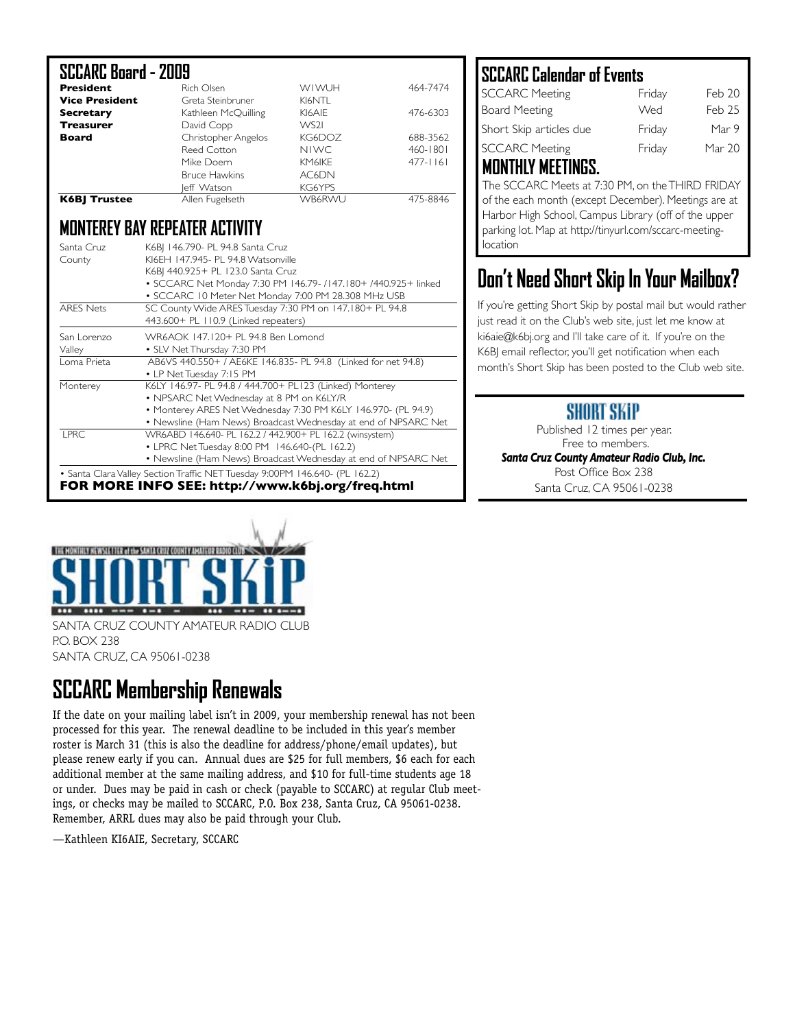## SCCARC Board - 2009

| | | | |
|---|---|---|---|
| **President** | Rich Olsen | W1WUH | 464-7474 |
| **Vice President** | Greta Steinbruner | KI6NTL | |
| **Secretary** | Kathleen McQuilling | KI6AIE | 476-6303 |
| **Treasurer** | David Copp | WS2I | |
| **Board** | Christopher Angelos | KG6DOZ | 688-3562 |
| | Reed Cotton | N1WC | 460-1801 |
| | Mike Doern | KM6IKE | 477-1161 |
| | Bruce Hawkins | AC6DN | |
| | Jeff Watson | KG6YPS | |
| **K6BJ Trustee** | Allen Fugelseth | WB6RWU | 475-8846 |

## MONTEREY BAY REPEATER ACTIVITY

| | |
|---|---|
| Santa Cruz County | K6BJ 146.790- PL 94.8 Santa Cruz<br>KI6EH 147.945- PL 94.8 Watsonville<br>K6BJ 440.925+ PL 123.0 Santa Cruz<br>• SCCARC Net Monday 7:30 PM 146.79- /147.180+ /440.925+ linked<br>• SCCARC 10 Meter Net Monday 7:00 PM 28.308 MHz USB |
| ARES Nets | SC County Wide ARES Tuesday 7:30 PM on 147.180+ PL 94.8<br>443.600+ PL 110.9 (Linked repeaters) |
| San Lorenzo Valley | WR6AOK 147.120+ PL 94.8 Ben Lomond<br>• SLV Net Thursday 7:30 PM |
| Loma Prieta | AB6VS 440.550+ / AE6KE 146.835- PL 94.8 (Linked for net 94.8)<br>• LP Net Tuesday 7:15 PM |
| Monterey | K6LY 146.97- PL 94.8 / 444.700+ PL123 (Linked) Monterey<br>• NPSARC Net Wednesday at 8 PM on K6LY/R<br>• Monterey ARES Net Wednesday 7:30 PM K6LY 146.970- (PL 94.9)<br>• Newsline (Ham News) Broadcast Wednesday at end of NPSARC Net |
| LPRC | WR6ABD 146.640- PL 162.2 / 442.900+ PL 162.2 (winsystem)<br>• LPRC Net Tuesday 8:00 PM 146.640-(PL 162.2)<br>• Newsline (Ham News) Broadcast Wednesday at end of NPSARC Net |

• Santa Clara Valley Section Traffic NET Tuesday 9:00PM 146.640- (PL 162.2)

**FOR MORE INFO SEE: http://www.k6bj.org/freq.html**

## SCCARC Calendar of Events

| | | |
|---|---|---|
| SCCARC Meeting | Friday | Feb 20 |
| Board Meeting | Wed | Feb 25 |
| Short Skip articles due | Friday | Mar 9 |
| SCCARC Meeting | Friday | Mar 20 |

## MONTHLY MEETINGS.

The SCCARC Meets at 7:30 PM, on the THIRD FRIDAY of the each month (except December). Meetings are at Harbor High School, Campus Library (off of the upper parking lot. Map at http://tinyurl.com/sccarc-meeting-location

## Don't Need Short Skip In Your Mailbox?

If you're getting Short Skip by postal mail but would rather just read it on the Club's web site, just let me know at ki6aie@k6bj.org and I'll take care of it. If you're on the K6BJ email reflector, you'll get notification when each month's Short Skip has been posted to the Club web site.

### SHORT SKiP

Published 12 times per year.
Free to members.
***Santa Cruz County Amateur Radio Club, Inc.***
Post Office Box 238
Santa Cruz, CA 95061-0238

THE MONTHLY NEWSLETTER of the SANTA CRUZ COUNTY AMATEUR RADIO CLUB

SHORT SKiP

SANTA CRUZ COUNTY AMATEUR RADIO CLUB
P.O. BOX 238
SANTA CRUZ, CA 95061-0238

## SCCARC Membership Renewals

If the date on your mailing label isn't in 2009, your membership renewal has not been processed for this year. The renewal deadline to be included in this year's member roster is March 31 (this is also the deadline for address/phone/email updates), but please renew early if you can. Annual dues are $25 for full members, $6 each for each additional member at the same mailing address, and $10 for full-time students age 18 or under. Dues may be paid in cash or check (payable to SCCARC) at regular Club meetings, or checks may be mailed to SCCARC, P.O. Box 238, Santa Cruz, CA 95061-0238. Remember, ARRL dues may also be paid through your Club.

—Kathleen KI6AIE, Secretary, SCCARC